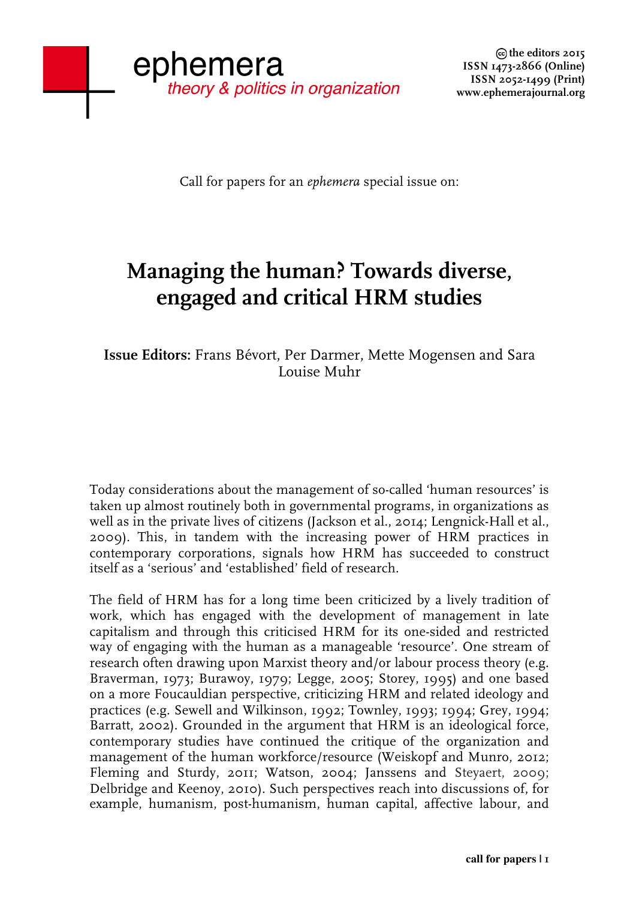ephemera
*theory & politics in organization*

© the editors 2015
ISSN 1473-2866 (Online)
ISSN 2052-1499 (Print)
www.ephemerajournal.org

Call for papers for an *ephemera* special issue on:

# Managing the human? Towards diverse, engaged and critical HRM studies

**Issue Editors:** Frans Bévort, Per Darmer, Mette Mogensen and Sara Louise Muhr

Today considerations about the management of so-called 'human resources' is taken up almost routinely both in governmental programs, in organizations as well as in the private lives of citizens (Jackson et al., 2014; Lengnick-Hall et al., 2009). This, in tandem with the increasing power of HRM practices in contemporary corporations, signals how HRM has succeeded to construct itself as a 'serious' and 'established' field of research.

The field of HRM has for a long time been criticized by a lively tradition of work, which has engaged with the development of management in late capitalism and through this criticised HRM for its one-sided and restricted way of engaging with the human as a manageable 'resource'. One stream of research often drawing upon Marxist theory and/or labour process theory (e.g. Braverman, 1973; Burawoy, 1979; Legge, 2005; Storey, 1995) and one based on a more Foucauldian perspective, criticizing HRM and related ideology and practices (e.g. Sewell and Wilkinson, 1992; Townley, 1993; 1994; Grey, 1994; Barratt, 2002). Grounded in the argument that HRM is an ideological force, contemporary studies have continued the critique of the organization and management of the human workforce/resource (Weiskopf and Munro, 2012; Fleming and Sturdy, 2011; Watson, 2004; Janssens and Steyaert, 2009; Delbridge and Keenoy, 2010). Such perspectives reach into discussions of, for example, humanism, post-humanism, human capital, affective labour, and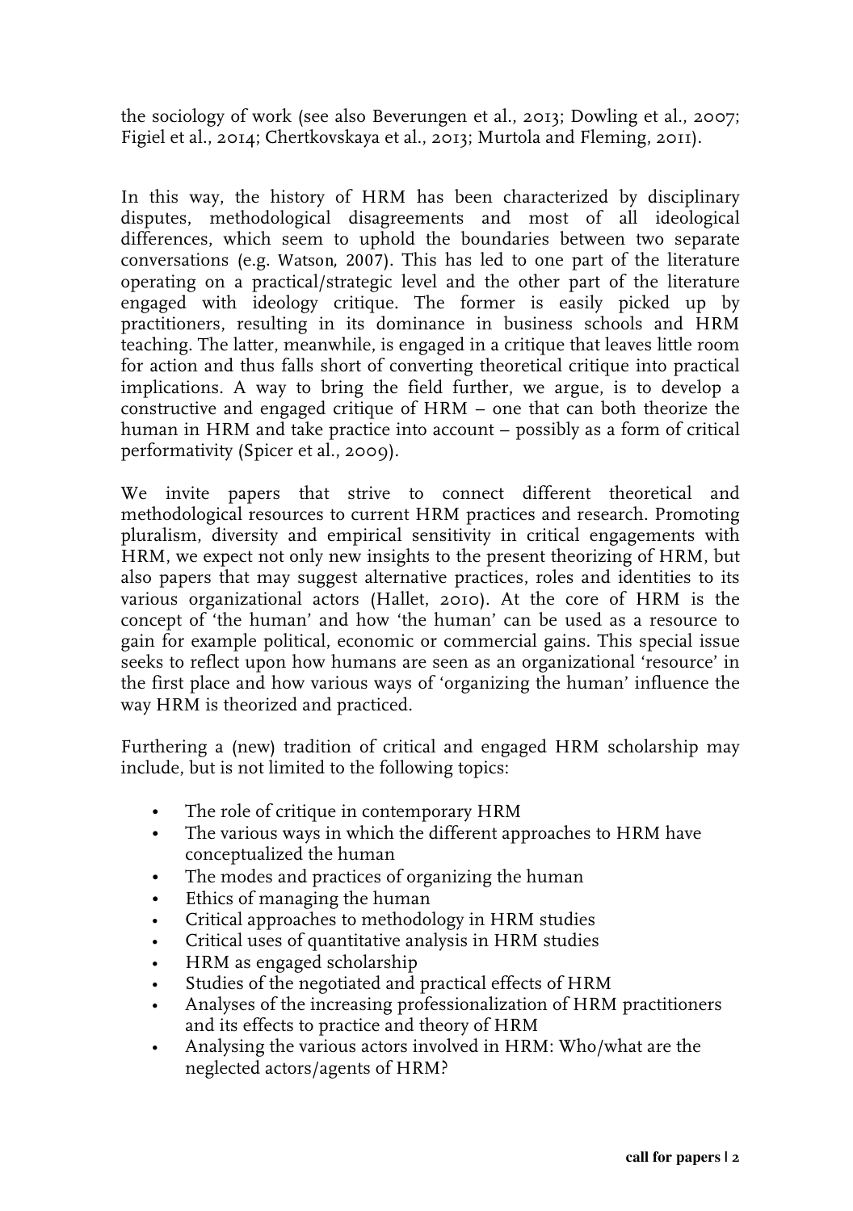the sociology of work (see also Beverungen et al., 2013; Dowling et al., 2007; Figiel et al., 2014; Chertkovskaya et al., 2013; Murtola and Fleming, 2011).

In this way, the history of HRM has been characterized by disciplinary disputes, methodological disagreements and most of all ideological differences, which seem to uphold the boundaries between two separate conversations (e.g. Watson, 2007). This has led to one part of the literature operating on a practical/strategic level and the other part of the literature engaged with ideology critique. The former is easily picked up by practitioners, resulting in its dominance in business schools and HRM teaching. The latter, meanwhile, is engaged in a critique that leaves little room for action and thus falls short of converting theoretical critique into practical implications. A way to bring the field further, we argue, is to develop a constructive and engaged critique of HRM – one that can both theorize the human in HRM and take practice into account – possibly as a form of critical performativity (Spicer et al., 2009).

We invite papers that strive to connect different theoretical and methodological resources to current HRM practices and research. Promoting pluralism, diversity and empirical sensitivity in critical engagements with HRM, we expect not only new insights to the present theorizing of HRM, but also papers that may suggest alternative practices, roles and identities to its various organizational actors (Hallet, 2010). At the core of HRM is the concept of 'the human' and how 'the human' can be used as a resource to gain for example political, economic or commercial gains. This special issue seeks to reflect upon how humans are seen as an organizational 'resource' in the first place and how various ways of 'organizing the human' influence the way HRM is theorized and practiced.

Furthering a (new) tradition of critical and engaged HRM scholarship may include, but is not limited to the following topics:

- The role of critique in contemporary HRM
- The various ways in which the different approaches to HRM have conceptualized the human
- The modes and practices of organizing the human
- Ethics of managing the human
- Critical approaches to methodology in HRM studies
- Critical uses of quantitative analysis in HRM studies
- HRM as engaged scholarship
- Studies of the negotiated and practical effects of HRM
- Analyses of the increasing professionalization of HRM practitioners and its effects to practice and theory of HRM
- Analysing the various actors involved in HRM: Who/what are the neglected actors/agents of HRM?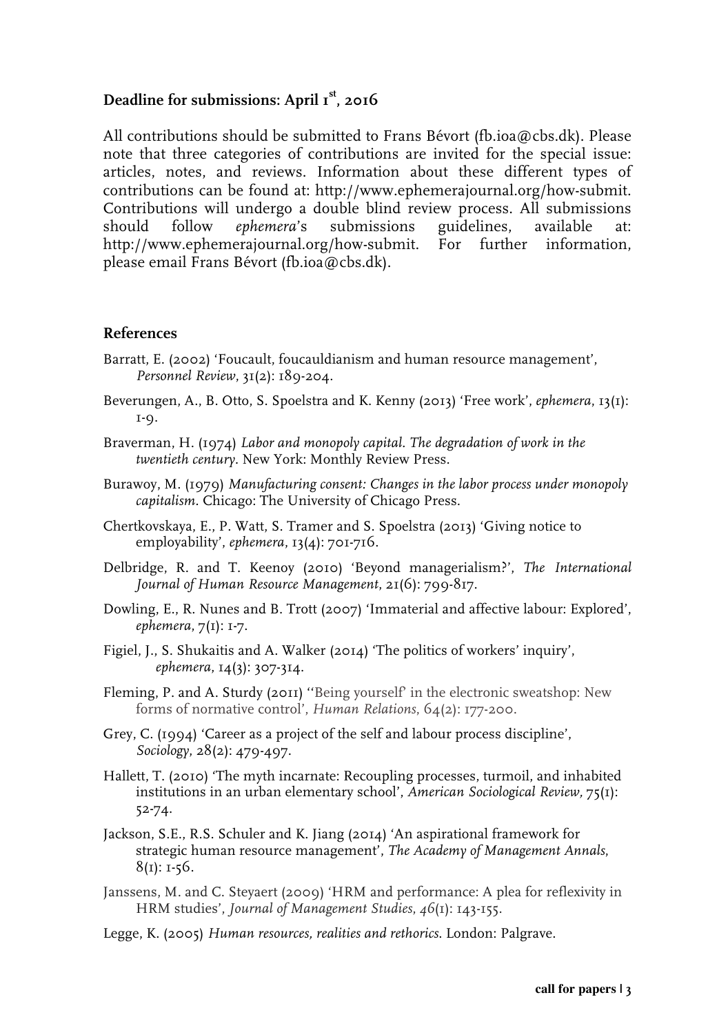**Deadline for submissions: April 1st, 2016**

All contributions should be submitted to Frans Bévort (fb.ioa@cbs.dk). Please note that three categories of contributions are invited for the special issue: articles, notes, and reviews. Information about these different types of contributions can be found at: http://www.ephemerajournal.org/how-submit. Contributions will undergo a double blind review process. All submissions should follow *ephemera*'s submissions guidelines, available at: http://www.ephemerajournal.org/how-submit. For further information, please email Frans Bévort (fb.ioa@cbs.dk).

## References

Barratt, E. (2002) 'Foucault, foucauldianism and human resource management', *Personnel Review*, 31(2): 189-204.

Beverungen, A., B. Otto, S. Spoelstra and K. Kenny (2013) 'Free work', *ephemera*, 13(1): 1-9.

Braverman, H. (1974) *Labor and monopoly capital. The degradation of work in the twentieth century*. New York: Monthly Review Press.

Burawoy, M. (1979) *Manufacturing consent: Changes in the labor process under monopoly capitalism*. Chicago: The University of Chicago Press.

Chertkovskaya, E., P. Watt, S. Tramer and S. Spoelstra (2013) 'Giving notice to employability', *ephemera*, 13(4): 701-716.

Delbridge, R. and T. Keenoy (2010) 'Beyond managerialism?', *The International Journal of Human Resource Management*, 21(6): 799-817.

Dowling, E., R. Nunes and B. Trott (2007) 'Immaterial and affective labour: Explored', *ephemera*, 7(1): 1-7.

Figiel, J., S. Shukaitis and A. Walker (2014) 'The politics of workers' inquiry', *ephemera*, 14(3): 307-314.

Fleming, P. and A. Sturdy (2011) ''Being yourself' in the electronic sweatshop: New forms of normative control', *Human Relations*, 64(2): 177-200.

Grey, C. (1994) 'Career as a project of the self and labour process discipline', *Sociology*, 28(2): 479-497.

Hallett, T. (2010) 'The myth incarnate: Recoupling processes, turmoil, and inhabited institutions in an urban elementary school', *American Sociological Review*, 75(1): 52-74.

Jackson, S.E., R.S. Schuler and K. Jiang (2014) 'An aspirational framework for strategic human resource management', *The Academy of Management Annals*, 8(1): 1-56.

Janssens, M. and C. Steyaert (2009) 'HRM and performance: A plea for reflexivity in HRM studies', *Journal of Management Studies*, *46*(1): 143-155.

Legge, K. (2005) *Human resources, realities and rethorics*. London: Palgrave.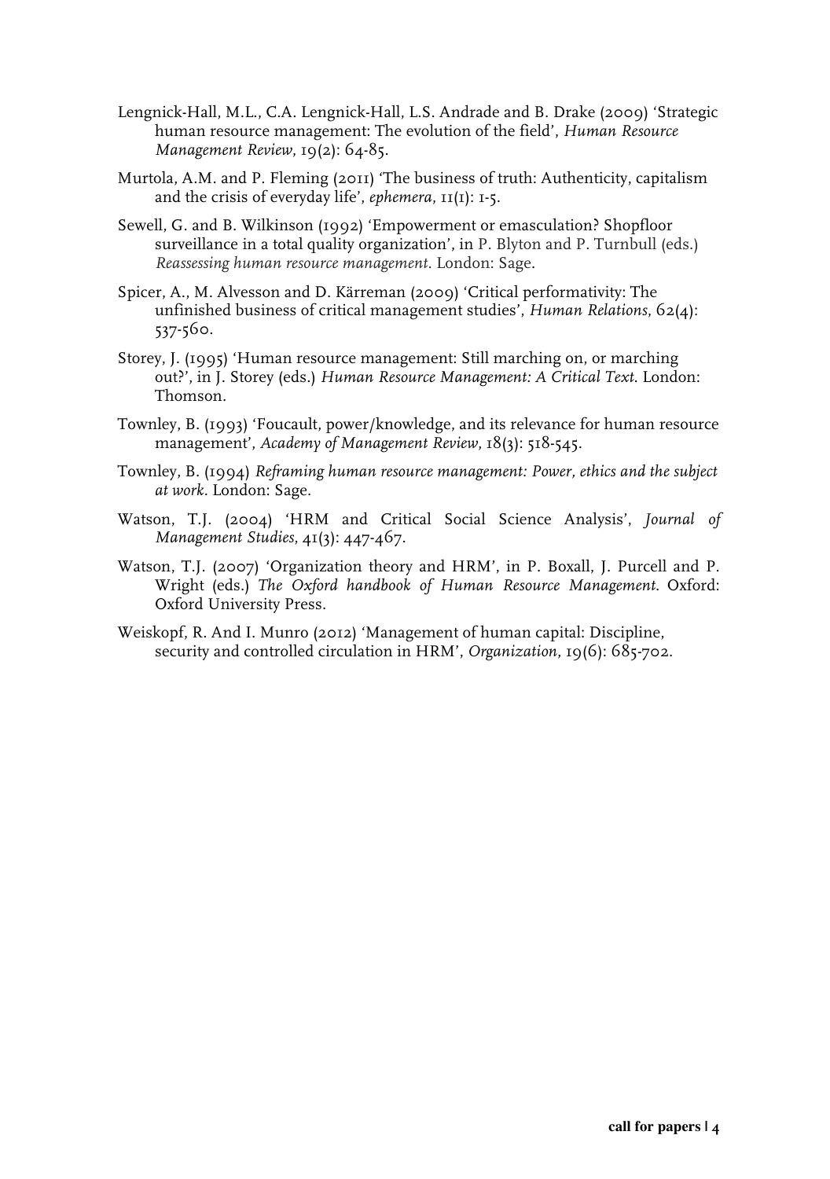Lengnick-Hall, M.L., C.A. Lengnick-Hall, L.S. Andrade and B. Drake (2009) 'Strategic human resource management: The evolution of the field', *Human Resource Management Review*, 19(2): 64-85.

Murtola, A.M. and P. Fleming (2011) 'The business of truth: Authenticity, capitalism and the crisis of everyday life', *ephemera*, 11(1): 1-5.

Sewell, G. and B. Wilkinson (1992) 'Empowerment or emasculation? Shopfloor surveillance in a total quality organization', in P. Blyton and P. Turnbull (eds.) *Reassessing human resource management*. London: Sage.

Spicer, A., M. Alvesson and D. Kärreman (2009) 'Critical performativity: The unfinished business of critical management studies', *Human Relations*, 62(4): 537-560.

Storey, J. (1995) 'Human resource management: Still marching on, or marching out?', in J. Storey (eds.) *Human Resource Management: A Critical Text*. London: Thomson.

Townley, B. (1993) 'Foucault, power/knowledge, and its relevance for human resource management', *Academy of Management Review*, 18(3): 518-545.

Townley, B. (1994) *Reframing human resource management: Power, ethics and the subject at work*. London: Sage.

Watson, T.J. (2004) 'HRM and Critical Social Science Analysis', *Journal of Management Studies*, 41(3): 447-467.

Watson, T.J. (2007) 'Organization theory and HRM', in P. Boxall, J. Purcell and P. Wright (eds.) *The Oxford handbook of Human Resource Management*. Oxford: Oxford University Press.

Weiskopf, R. And I. Munro (2012) 'Management of human capital: Discipline, security and controlled circulation in HRM', *Organization*, 19(6): 685-702.